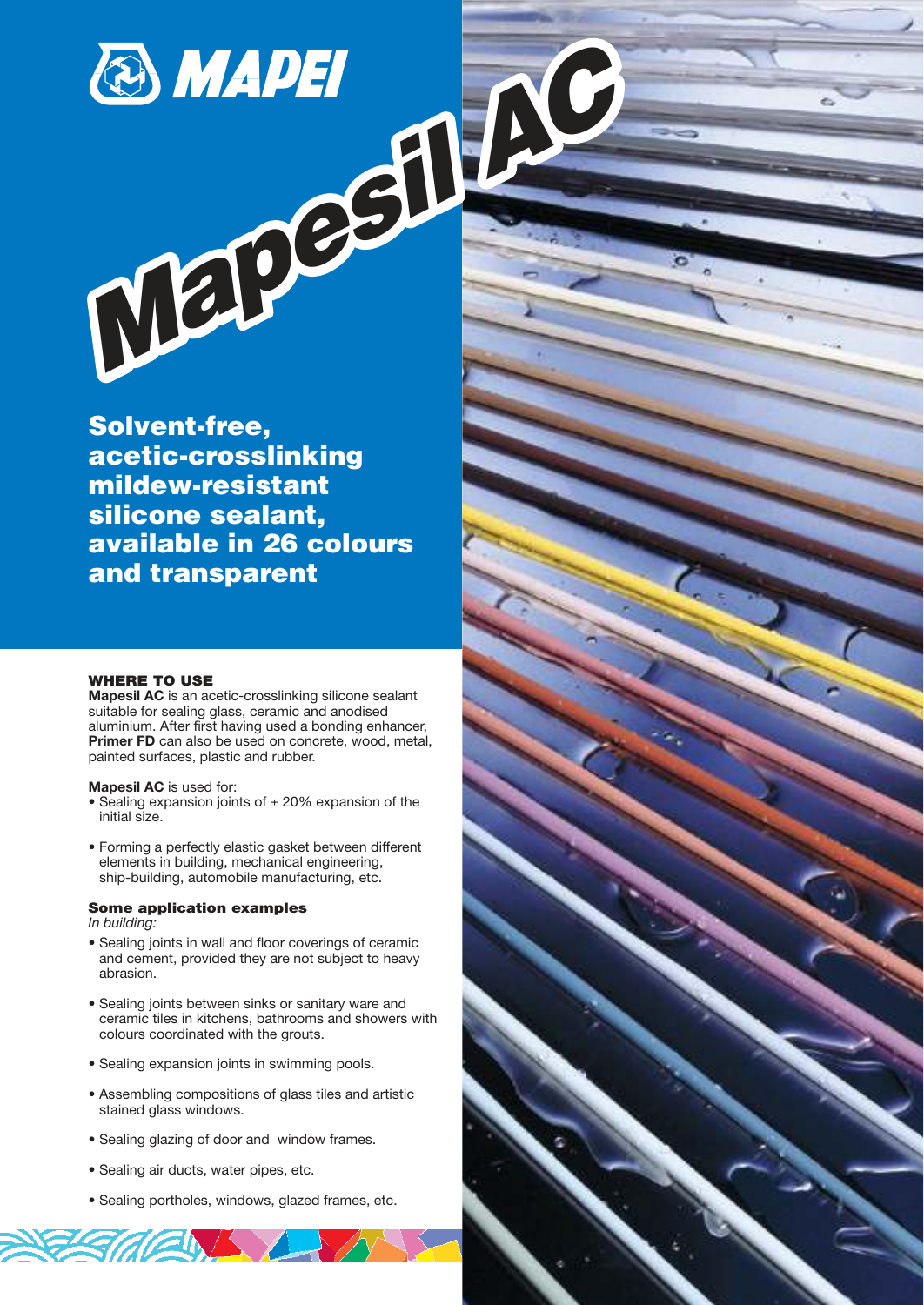# MAPEI

# Mapesil AC

## Solvent-free, acetic-crosslinking mildew-resistant silicone sealant, available in 26 colours and transparent

### WHERE TO USE

**Mapesil AC** is an acetic-crosslinking silicone sealant suitable for sealing glass, ceramic and anodised aluminium. After first having used a bonding enhancer, **Primer FD** can also be used on concrete, wood, metal, painted surfaces, plastic and rubber.

**Mapesil AC** is used for:

- Sealing expansion joints of ± 20% expansion of the initial size.
- Forming a perfectly elastic gasket between different elements in building, mechanical engineering, ship-building, automobile manufacturing, etc.

#### Some application examples

*In building:*

- Sealing joints in wall and floor coverings of ceramic and cement, provided they are not subject to heavy abrasion.
- Sealing joints between sinks or sanitary ware and ceramic tiles in kitchens, bathrooms and showers with colours coordinated with the grouts.
- Sealing expansion joints in swimming pools.
- Assembling compositions of glass tiles and artistic stained glass windows.
- Sealing glazing of door and window frames.
- Sealing air ducts, water pipes, etc.
- Sealing portholes, windows, glazed frames, etc.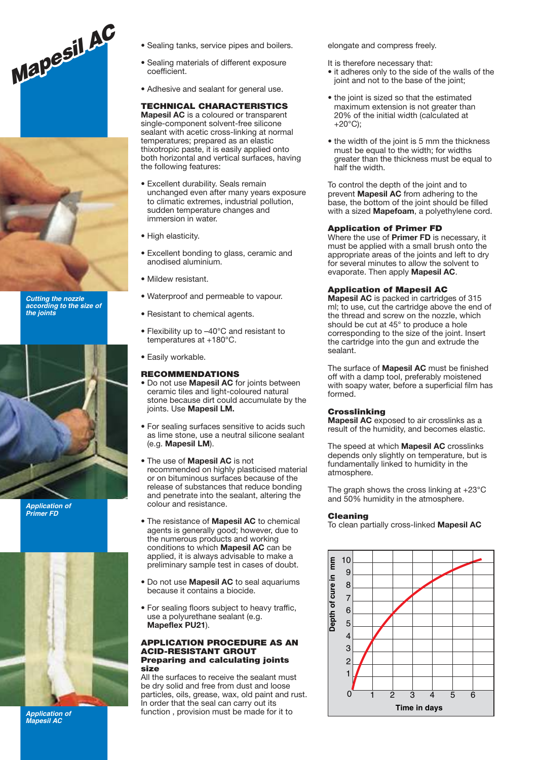Mapesil AC

*Cutting the nozzle according to the size of the joints*

*Application of Primer FD*

*Application of Mapesil AC*

- Sealing tanks, service pipes and boilers.
- Sealing materials of different exposure coefficient.
- Adhesive and sealant for general use.

## TECHNICAL CHARACTERISTICS

**Mapesil AC** is a coloured or transparent single-component solvent-free silicone sealant with acetic cross-linking at normal temperatures; prepared as an elastic thixotropic paste, it is easily applied onto both horizontal and vertical surfaces, having the following features:

- Excellent durability. Seals remain unchanged even after many years exposure to climatic extremes, industrial pollution, sudden temperature changes and immersion in water.
- High elasticity.
- Excellent bonding to glass, ceramic and anodised aluminium.
- Mildew resistant.
- Waterproof and permeable to vapour.
- Resistant to chemical agents.
- Flexibility up to –40°C and resistant to temperatures at +180°C.
- Easily workable.

## RECOMMENDATIONS

- Do not use **Mapesil AC** for joints between ceramic tiles and light-coloured natural stone because dirt could accumulate by the joints. Use **Mapesil LM.**
- For sealing surfaces sensitive to acids such as lime stone, use a neutral silicone sealant (e.g. **Mapesil LM**).
- The use of **Mapesil AC** is not recommended on highly plasticised material or on bituminous surfaces because of the release of substances that reduce bonding and penetrate into the sealant, altering the colour and resistance.
- The resistance of **Mapesil AC** to chemical agents is generally good; however, due to the numerous products and working conditions to which **Mapesil AC** can be applied, it is always advisable to make a preliminary sample test in cases of doubt.
- Do not use **Mapesil AC** to seal aquariums because it contains a biocide.
- For sealing floors subject to heavy traffic, use a polyurethane sealant (e.g. **Mapeflex PU21**).

## APPLICATION PROCEDURE AS AN ACID-RESISTANT GROUT

### Preparing and calculating joints size

All the surfaces to receive the sealant must be dry solid and free from dust and loose particles, oils, grease, wax, old paint and rust. In order that the seal can carry out its function , provision must be made for it to elongate and compress freely.

It is therefore necessary that:

- it adheres only to the side of the walls of the joint and not to the base of the joint;
- the joint is sized so that the estimated maximum extension is not greater than 20% of the initial width (calculated at +20°C);
- the width of the joint is 5 mm the thickness must be equal to the width; for widths greater than the thickness must be equal to half the width.

To control the depth of the joint and to prevent **Mapesil AC** from adhering to the base, the bottom of the joint should be filled with a sized **Mapefoam**, a polyethylene cord.

### Application of Primer FD

Where the use of **Primer FD** is necessary, it must be applied with a small brush onto the appropriate areas of the joints and left to dry for several minutes to allow the solvent to evaporate. Then apply **Mapesil AC**.

### Application of Mapesil AC

**Mapesil AC** is packed in cartridges of 315 ml; to use, cut the cartridge above the end of the thread and screw on the nozzle, which should be cut at 45° to produce a hole corresponding to the size of the joint. Insert the cartridge into the gun and extrude the sealant.

The surface of **Mapesil AC** must be finished off with a damp tool, preferably moistened with soapy water, before a superficial film has formed.

### Crosslinking

**Mapesil AC** exposed to air crosslinks as a result of the humidity, and becomes elastic.

The speed at which **Mapesil AC** crosslinks depends only slightly on temperature, but is fundamentally linked to humidity in the atmosphere.

The graph shows the cross linking at +23°C and 50% humidity in the atmosphere.

### Cleaning

To clean partially cross-linked **Mapesil AC**

Depth of cure in mm (0–10) vs. Time in days (0–6)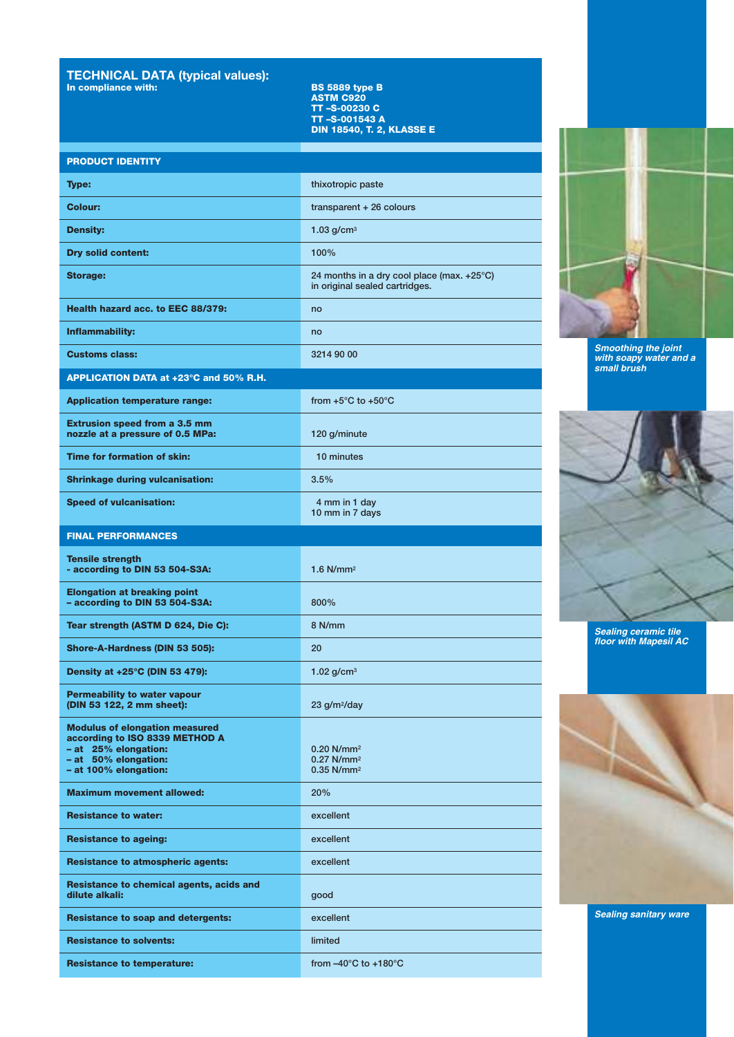## TECHNICAL DATA (typical values):

| In compliance with: | BS 5889 type B<br>ASTM C920<br>TT -S-00230 C<br>TT -S-001543 A<br>DIN 18540, T. 2, KLASSE E |
|---|---|
| **PRODUCT IDENTITY** | |
| **Type:** | thixotropic paste |
| **Colour:** | transparent + 26 colours |
| **Density:** | 1.03 g/cm³ |
| **Dry solid content:** | 100% |
| **Storage:** | 24 months in a dry cool place (max. +25°C) in original sealed cartridges. |
| **Health hazard acc. to EEC 88/379:** | no |
| **Inflammability:** | no |
| **Customs class:** | 3214 90 00 |
| **APPLICATION DATA at +23°C and 50% R.H.** | |
| **Application temperature range:** | from +5°C to +50°C |
| **Extrusion speed from a 3.5 mm nozzle at a pressure of 0.5 MPa:** | 120 g/minute |
| **Time for formation of skin:** | 10 minutes |
| **Shrinkage during vulcanisation:** | 3.5% |
| **Speed of vulcanisation:** | 4 mm in 1 day<br>10 mm in 7 days |
| **FINAL PERFORMANCES** | |
| **Tensile strength - according to DIN 53 504-S3A:** | 1.6 N/mm² |
| **Elongation at breaking point – according to DIN 53 504-S3A:** | 800% |
| **Tear strength (ASTM D 624, Die C):** | 8 N/mm |
| **Shore-A-Hardness (DIN 53 505):** | 20 |
| **Density at +25°C (DIN 53 479):** | 1.02 g/cm³ |
| **Permeability to water vapour (DIN 53 122, 2 mm sheet):** | 23 g/m²/day |
| **Modulus of elongation measured according to ISO 8339 METHOD A**<br>**– at 25% elongation:**<br>**– at 50% elongation:**<br>**– at 100% elongation:** | <br><br>0.20 N/mm²<br>0.27 N/mm²<br>0.35 N/mm² |
| **Maximum movement allowed:** | 20% |
| **Resistance to water:** | excellent |
| **Resistance to ageing:** | excellent |
| **Resistance to atmospheric agents:** | excellent |
| **Resistance to chemical agents, acids and dilute alkali:** | good |
| **Resistance to soap and detergents:** | excellent |
| **Resistance to solvents:** | limited |
| **Resistance to temperature:** | from –40°C to +180°C |

*Smoothing the joint with soapy water and a small brush*

*Sealing ceramic tile floor with Mapesil AC*

*Sealing sanitary ware*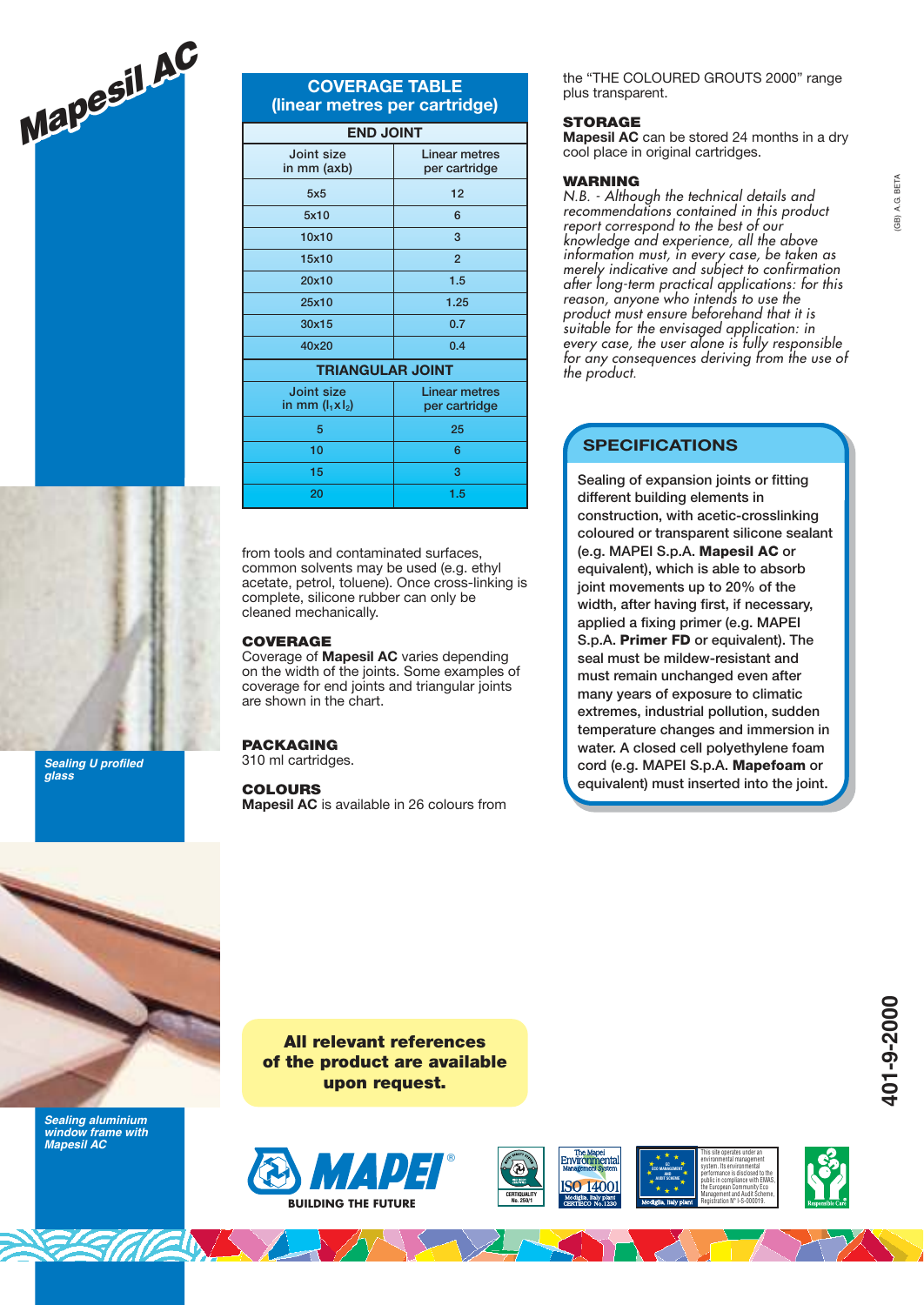Mapesil AC

Sealing U profiled glass

Sealing aluminium window frame with Mapesil AC

## COVERAGE TABLE (linear metres per cartridge)

| END JOINT | |
|---|---|
| Joint size in mm (axb) | Linear metres per cartridge |
| 5x5 | 12 |
| 5x10 | 6 |
| 10x10 | 3 |
| 15x10 | 2 |
| 20x10 | 1.5 |
| 25x10 | 1.25 |
| 30x15 | 0.7 |
| 40x20 | 0.4 |
| **TRIANGULAR JOINT** | |
| Joint size in mm ($l_1$x$l_2$) | Linear metres per cartridge |
| 5 | 25 |
| 10 | 6 |
| 15 | 3 |
| 20 | 1.5 |

from tools and contaminated surfaces, common solvents may be used (e.g. ethyl acetate, petrol, toluene). Once cross-linking is complete, silicone rubber can only be cleaned mechanically.

### COVERAGE
Coverage of **Mapesil AC** varies depending on the width of the joints. Some examples of coverage for end joints and triangular joints are shown in the chart.

### PACKAGING
310 ml cartridges.

### COLOURS
**Mapesil AC** is available in 26 colours from the "THE COLOURED GROUTS 2000" range plus transparent.

### STORAGE
**Mapesil AC** can be stored 24 months in a dry cool place in original cartridges.

### WARNING
*N.B. - Although the technical details and recommendations contained in this product report correspond to the best of our knowledge and experience, all the above information must, in every case, be taken as merely indicative and subject to confirmation after long-term practical applications: for this reason, anyone who intends to use the product must ensure beforehand that it is suitable for the envisaged application: in every case, the user alone is fully responsible for any consequences deriving from the use of the product.*

## SPECIFICATIONS
Sealing of expansion joints or fitting different building elements in construction, with acetic-crosslinking coloured or transparent silicone sealant (e.g. MAPEI S.p.A. **Mapesil AC** or equivalent), which is able to absorb joint movements up to 20% of the width, after having first, if necessary, applied a fixing primer (e.g. MAPEI S.p.A. **Primer FD** or equivalent). The seal must be mildew-resistant and must remain unchanged even after many years of exposure to climatic extremes, industrial pollution, sudden temperature changes and immersion in water. A closed cell polyethylene foam cord (e.g. MAPEI S.p.A. **Mapefoam** or equivalent) must inserted into the joint.

**All relevant references of the product are available upon request.**

MAPEI
BUILDING THE FUTURE

401-9-2000

(GB) A.G. BETA